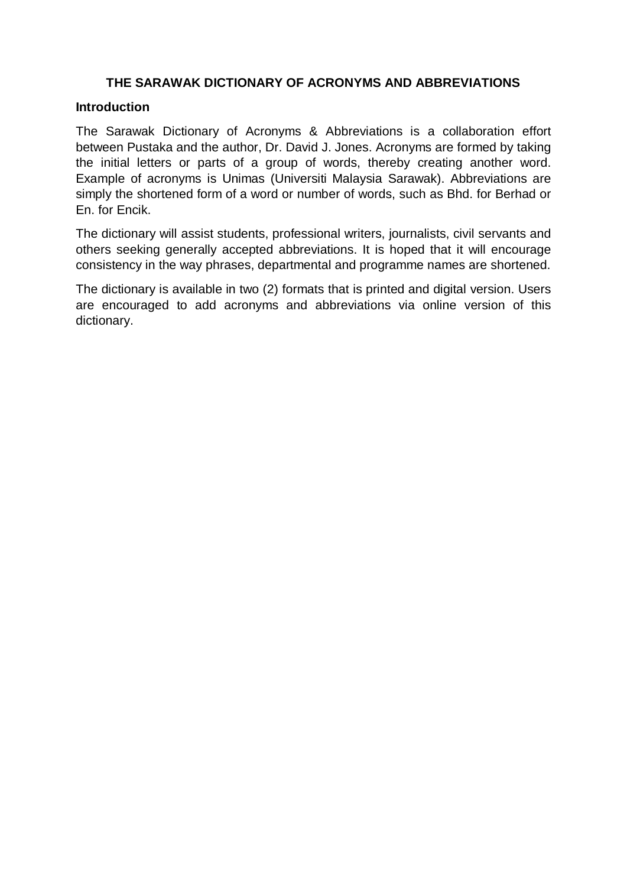# THE SARAWAK DICTIONARY OF ACRONYMS AND ABBREVIATIONS

## Introduction

The Sarawak Dictionary of Acronyms & Abbreviations is a collaboration effort between Pustaka and the author, Dr. David J. Jones. Acronyms are formed by taking the initial letters or parts of a group of words, thereby creating another word. Example of acronyms is Unimas (Universiti Malaysia Sarawak). Abbreviations are simply the shortened form of a word or number of words, such as Bhd. for Berhad or En. for Encik.

The dictionary will assist students, professional writers, journalists, civil servants and others seeking generally accepted abbreviations. It is hoped that it will encourage consistency in the way phrases, departmental and programme names are shortened.

The dictionary is available in two (2) formats that is printed and digital version. Users are encouraged to add acronyms and abbreviations via online version of this dictionary.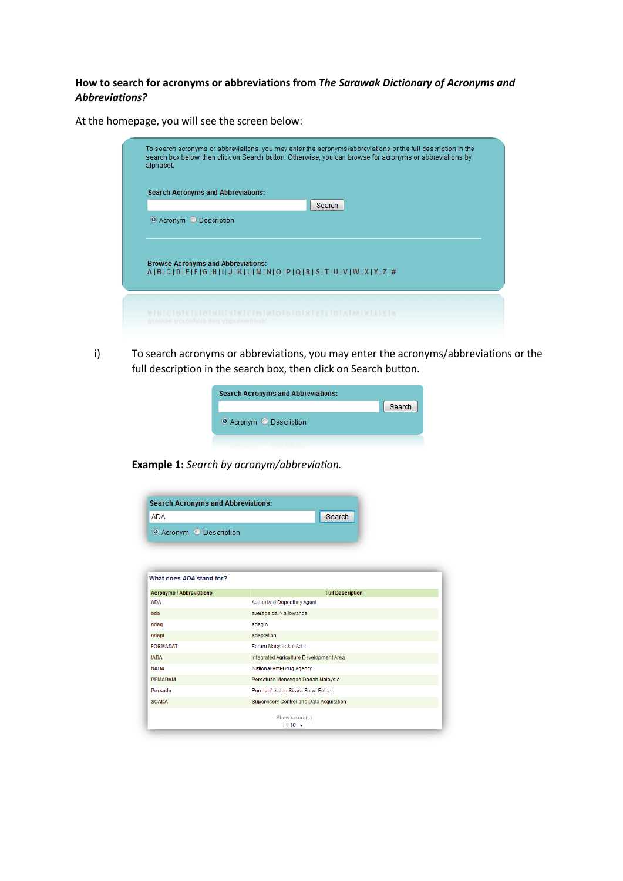**How to search for acronyms or abbreviations from *The Sarawak Dictionary of Acronyms and Abbreviations?***

At the homepage, you will see the screen below:

To search acronyms or abbreviations, you may enter the acronyms/abbreviations or the full description in the search box below, then click on Search button. Otherwise, you can browse for acronyms or abbreviations by alphabet.

**Search Acronyms and Abbreviations:**

[ ] Search

Acronym Description

**Browse Acronyms and Abbreviations:**
A | B | C | D | E | F | G | H | I | J | K | L | M | N | O | P | Q | R | S | T | U | V | W | X | Y | Z | #

i) To search acronyms or abbreviations, you may enter the acronyms/abbreviations or the full description in the search box, then click on Search button.

**Search Acronyms and Abbreviations:**

[ ] Search

Acronym Description

**Example 1:** *Search by acronym/abbreviation.*

**Search Acronyms and Abbreviations:**

ADA Search

Acronym Description

**What does *ADA* stand for?**

| Acronyms / Abbreviations | Full Description |
|---|---|
| ADA | Authorized Depository Agent |
| ada | average daily allowance |
| adag | adagio |
| adapt | adaptation |
| FORMADAT | Forum Masyarakat Adat |
| IADA | Integrated Agriculture Development Area |
| NADA | National Anti-Drug Agency |
| PEMADAM | Persatuan Mencegah Dadah Malaysia |
| Persada | Permuafakatan Siswa Siswi Felda |
| SCADA | Supervisory Control and Data Acquisition |

Show record(s)
1-10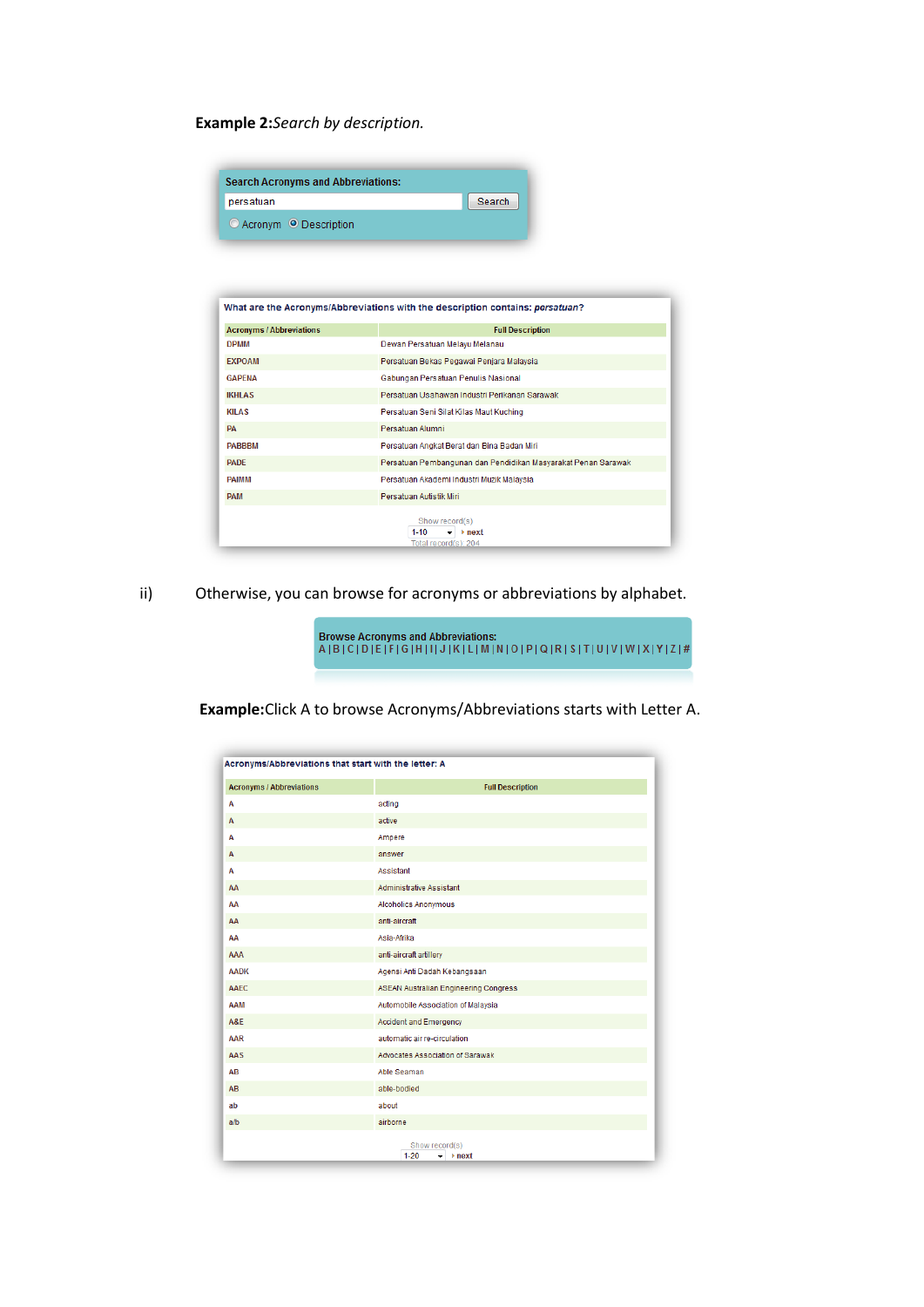**Example 2:** *Search by description.*

**Search Acronyms and Abbreviations:**

persatuan [Search]

○ Acronym ◉ Description

What are the Acronyms/Abbreviations with the description contains: *persatuan*?

| Acronyms / Abbreviations | Full Description |
|---|---|
| DPMM | Dewan Persatuan Melayu Melanau |
| EXPOAM | Persatuan Bekas Pegawai Penjara Malaysia |
| GAPENA | Gabungan Persatuan Penulis Nasional |
| IKHLAS | Persatuan Usahawan Industri Perikanan Sarawak |
| KILAS | Persatuan Seni Silat Kilas Maut Kuching |
| PA | Persatuan Alumni |
| PABBBM | Persatuan Angkat Berat dan Bina Badan Miri |
| PADE | Persatuan Pembangunan dan Pendidikan Masyarakat Penan Sarawak |
| PAIMM | Persatuan Akademi Industri Muzik Malaysia |
| PAM | Persatuan Autistik Miri |

Show record(s) 1-10 next

Total record(s): 204

ii) Otherwise, you can browse for acronyms or abbreviations by alphabet.

**Browse Acronyms and Abbreviations:**
A | B | C | D | E | F | G | H | I | J | K | L | M | N | O | P | Q | R | S | T | U | V | W | X | Y | Z | #

**Example:** Click A to browse Acronyms/Abbreviations starts with Letter A.

Acronyms/Abbreviations that start with the letter: A

| Acronyms / Abbreviations | Full Description |
|---|---|
| A | acting |
| A | active |
| A | Ampere |
| A | answer |
| A | Assistant |
| AA | Administrative Assistant |
| AA | Alcoholics Anonymous |
| AA | anti-aircraft |
| AA | Asia-Afrika |
| AAA | anti-aircraft artillery |
| AADK | Agensi Anti Dadah Kebangsaan |
| AAEC | ASEAN Australian Engineering Congress |
| AAM | Automobile Association of Malaysia |
| A&E | Accident and Emergency |
| AAR | automatic air re-circulation |
| AAS | Advocates Association of Sarawak |
| AB | Able Seaman |
| AB | able-bodied |
| ab | about |
| a/b | airborne |

Show record(s) 1-20 next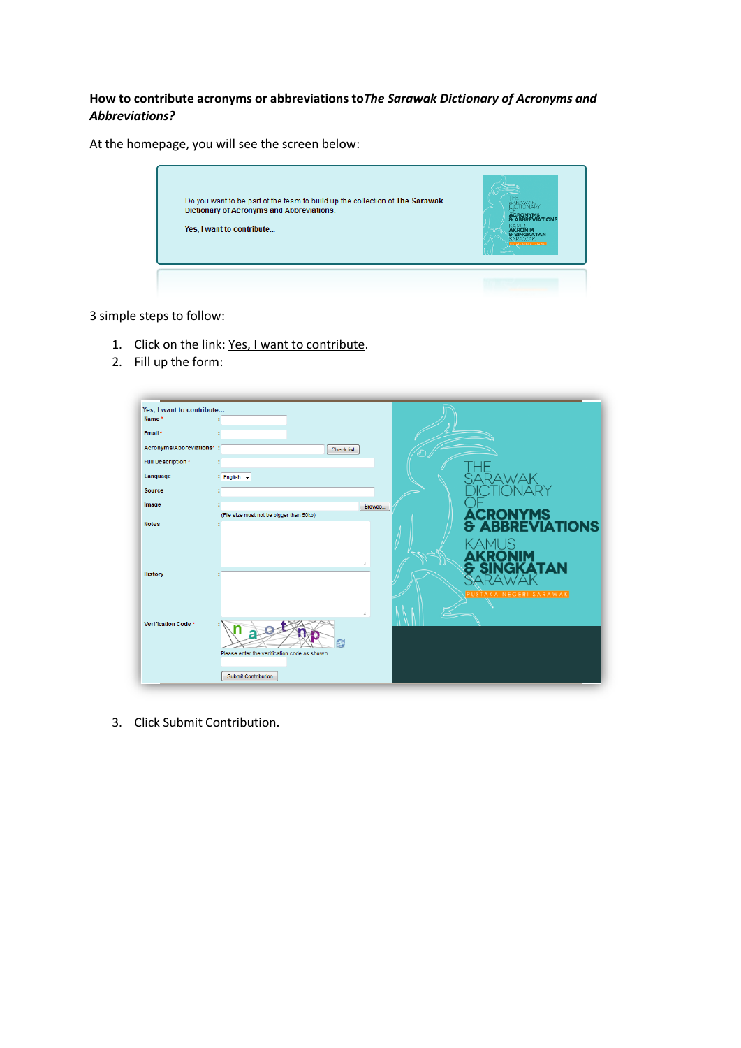**How to contribute acronyms or abbreviations to *The Sarawak Dictionary of Acronyms and Abbreviations?***

At the homepage, you will see the screen below:

3 simple steps to follow:

1. Click on the link: Yes, I want to contribute.
2. Fill up the form:

3. Click Submit Contribution.